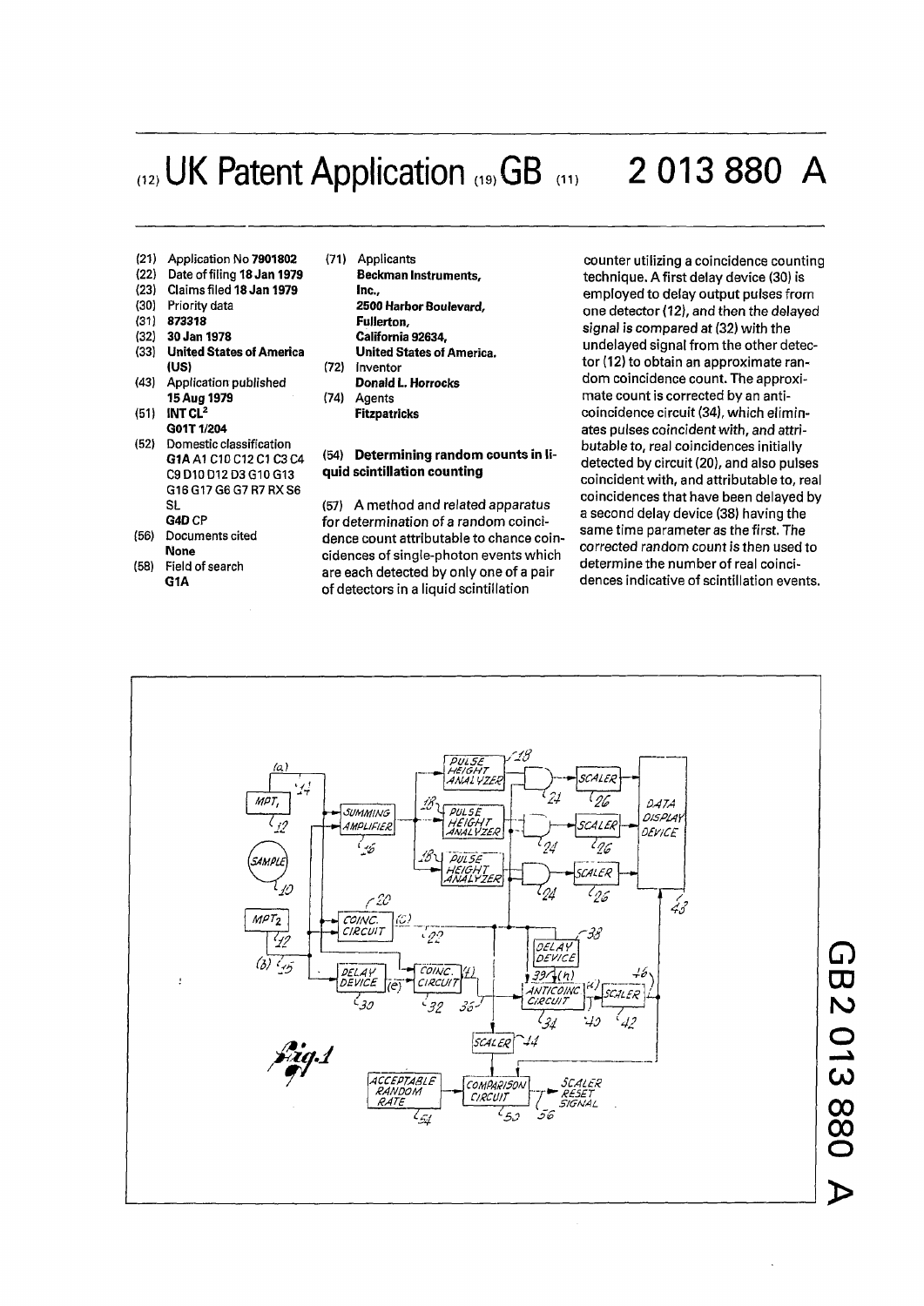# (12) UK Patent Application (19) GB (11) 2 013 880 A

(21) Application No **7901802**
(22) Date of filing **18 Jan 1979**
(23) Claims filed **18 Jan 1979**
(30) Priority data
(31) **873318**
(32) **30 Jan 1978**
(33) **United States of America (US)**
(43) Application published **15 Aug 1979**
(51) **INT CL[2] G01T 1/204**
(52) Domestic classification **G1A** A1 C10 C12 C1 C3 C4 C9 D10 D12 D3 G10 G13 G16 G17 G6 G7 R7 RX S6 SL **G4D** CP
(56) Documents cited **None**
(58) Field of search **G1A**

(71) Applicants
**Beckman Instruments, Inc., 2500 Harbor Boulevard, Fullerton, California 92634, United States of America.**
(72) Inventor
**Donald L. Horrocks**
(74) Agents
**Fitzpatricks**

(54) **Determining random counts in liquid scintillation counting**

(57) A method and related apparatus for determination of a random coincidence count attributable to chance coincidences of single-photon events which are each detected by only one of a pair of detectors in a liquid scintillation counter utilizing a coincidence counting technique. A first delay device (30) is employed to delay output pulses from one detector (12), and then the delayed signal is compared at (32) with the undelayed signal from the other detector (12) to obtain an approximate random coincidence count. The approximate count is corrected by an anti-coincidence circuit (34), which eliminates pulses coincident with, and attributable to, real coincidences initially detected by circuit (20), and also pulses coincident with, and attributable to, real coincidences that have been delayed by a second delay device (38) having the same time parameter as the first. The corrected random count is then used to determine the number of real coincidences indicative of scintillation events.

Fig. 1

GB 2 013 880 A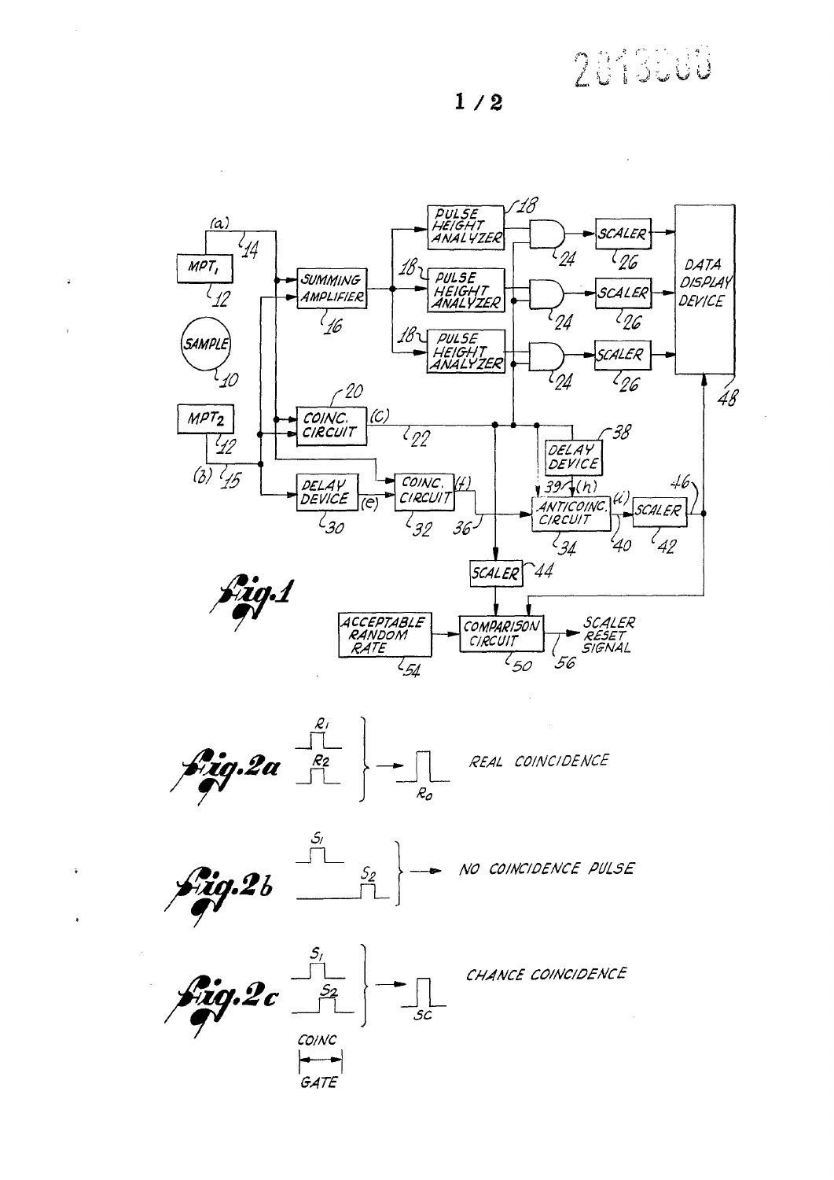MPT₁ 12 (a) 14

SAMPLE 10

$MPT_2$ 12 (b) 15

SUMMING AMPLIFIER 16

PULSE HEIGHT ANALYZER 18

PULSE HEIGHT ANALYZER 18

PULSE HEIGHT ANALYZER 18

24 SCALER 26

24 SCALER 26

24 SCALER 26

DATA DISPLAY DEVICE 48

COINC. CIRCUIT 20 (c) 22

DELAY DEVICE 30 (e)

COINC. CIRCUIT 32 (f) 36

DELAY DEVICE 38

39 (h)

ANTICOINC. CIRCUIT 34 (i) 40

SCALER 42 46

SCALER 44

ACCEPTABLE RANDOM RATE 54

COMPARISON CIRCUIT 50

SCALER RESET SIGNAL 56

Fig. 1

$R_1$ $R_2$ → $R_0$ REAL COINCIDENCE

Fig. 2a

$S_1$ $S_2$ → NO COINCIDENCE PULSE

Fig. 2b

$S_1$ $S_2$ → SC CHANCE COINCIDENCE

COINC GATE

Fig. 2c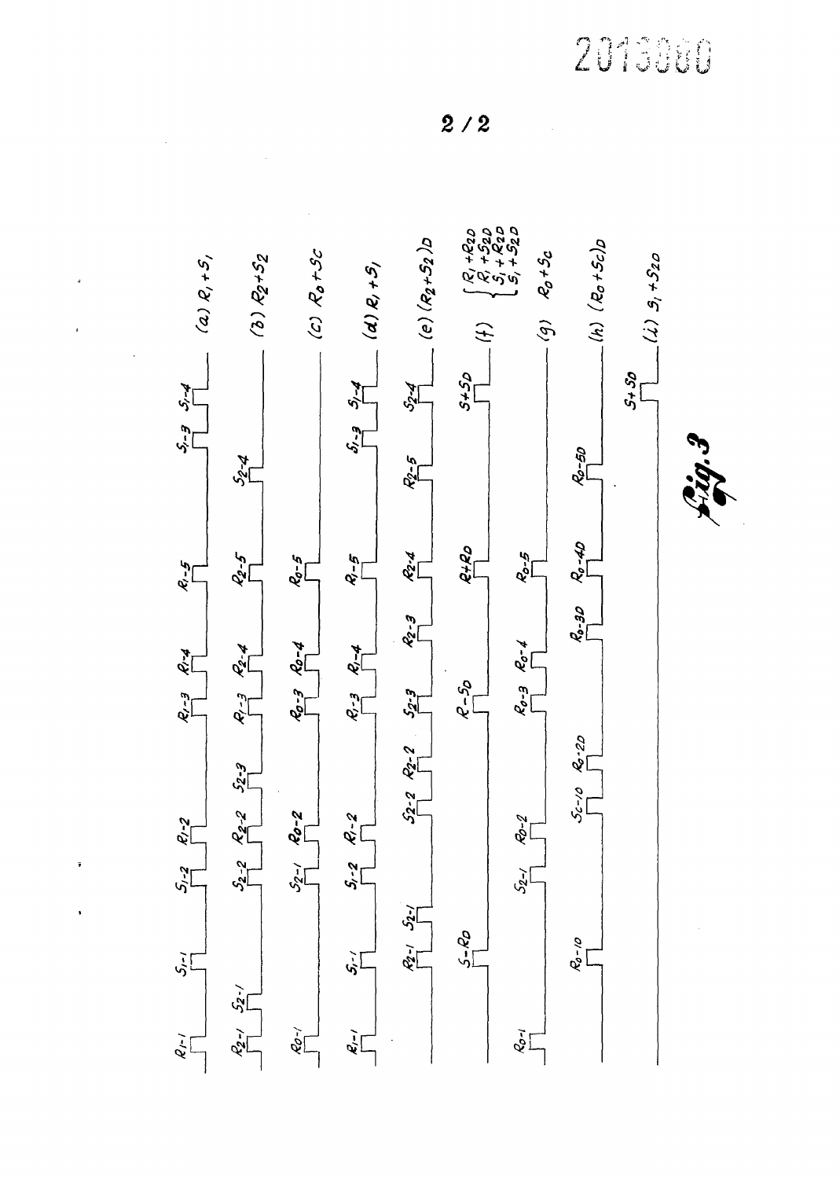2013080

2 / 2

(a) $R_1 + S_1$: $R_{1-1}$, $S_{1-1}$, $S_{1-2}$, $R_{1-2}$, $R_{1-3}$, $R_{1-4}$, $R_{1-5}$, $S_{1-3}$, $S_{1-4}$

(b) $R_2 + S_2$: $R_{2-1}$, $S_{2-1}$, $S_{2-2}$, $R_{2-2}$, $S_{2-3}$, $R_{1-3}$, $R_{2-4}$, $R_{2-5}$, $S_{2-4}$

(c) $R_0 + S_C$: $R_{0-1}$, $S_{2-1}$, $R_{0-2}$, $R_{0-3}$, $R_{0-4}$, $R_{0-5}$

(d) $R_1 + S_1$: $R_{1-1}$, $S_{1-1}$, $S_{1-2}$, $R_{1-2}$, $R_{1-3}$, $R_{1-4}$, $R_{1-5}$, $S_{1-3}$, $S_{1-4}$

(e) $(R_2 + S_2)_D$: $R_{2-1}$, $S_{2-1}$, $S_{2-2}$, $R_{2-2}$, $S_{2-3}$, $R_{2-3}$, $R_{2-4}$, $R_{2-5}$, $S_{2-4}$

(f) $\begin{cases} R_1 + R_{2D} \\ R_1 + S_{2D} \\ S_1 + R_{2D} \\ S_1 + S_{2D} \end{cases}$: $S-R_D$, $R-S_D$, $R+R_D$, $S+S_D$

(g) $R_0 + S_C$: $R_{0-1}$, $S_{2-1}$, $R_{0-2}$, $R_{0-3}$, $R_{0-4}$, $R_{0-5}$

(h) $(R_0 + S_C)_D$: $R_{0-1D}$, $S_{C-1D}$, $R_{0-2D}$, $R_{0-3D}$, $R_{0-4D}$, $R_{0-5D}$

(i) $S_1 + S_{2D}$: $S+S_D$

Fig. 3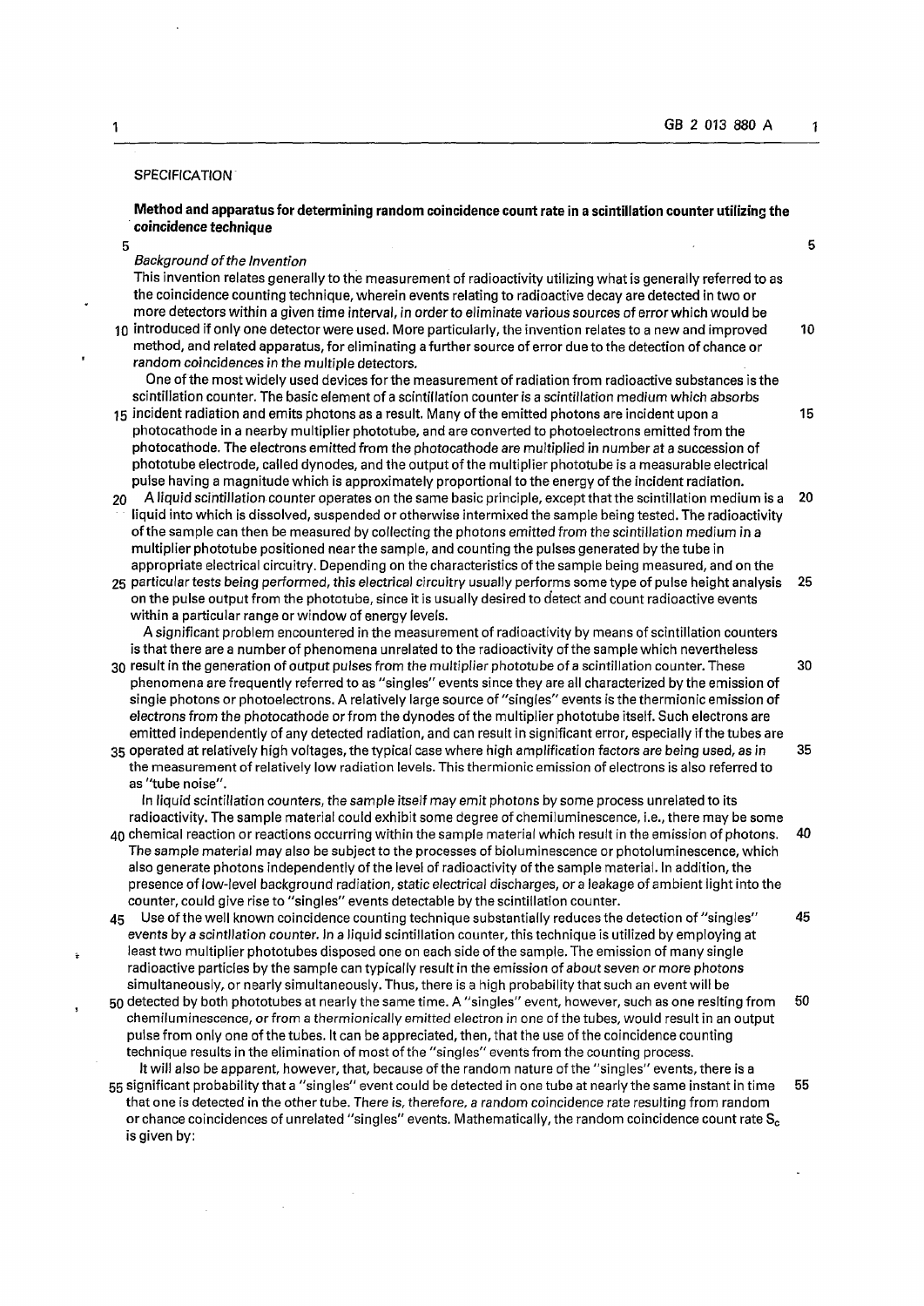## SPECIFICATION

### Method and apparatus for determining random coincidence count rate in a scintillation counter utilizing the coincidence technique

*Background of the Invention*

This invention relates generally to the measurement of radioactivity utilizing what is generally referred to as the coincidence counting technique, wherein events relating to radioactive decay are detected in two or more detectors within a given time interval, in order to eliminate various sources of error which would be introduced if only one detector were used. More particularly, the invention relates to a new and improved method, and related apparatus, for eliminating a further source of error due to the detection of chance or random coincidences in the multiple detectors.

One of the most widely used devices for the measurement of radiation from radioactive substances is the scintillation counter. The basic element of a scintillation counter is a scintillation medium which absorbs incident radiation and emits photons as a result. Many of the emitted photons are incident upon a photocathode in a nearby multiplier phototube, and are converted to photoelectrons emitted from the photocathode. The electrons emitted from the photocathode are multiplied in number at a succession of phototube electrode, called dynodes, and the output of the multiplier phototube is a measurable electrical pulse having a magnitude which is approximately proportional to the energy of the incident radiation.

A liquid scintillation counter operates on the same basic principle, except that the scintillation medium is a liquid into which is dissolved, suspended or otherwise intermixed the sample being tested. The radioactivity of the sample can then be measured by collecting the photons emitted from the scintillation medium in a multiplier phototube positioned near the sample, and counting the pulses generated by the tube in appropriate electrical circuitry. Depending on the characteristics of the sample being measured, and on the particular tests being performed, this electrical circuitry usually performs some type of pulse height analysis on the pulse output from the phototube, since it is usually desired to detect and count radioactive events within a particular range or window of energy levels.

A significant problem encountered in the measurement of radioactivity by means of scintillation counters is that there are a number of phenomena unrelated to the radioactivity of the sample which nevertheless result in the generation of output pulses from the multiplier phototube of a scintillation counter. These phenomena are frequently referred to as "singles" events since they are all characterized by the emission of single photons or photoelectrons. A relatively large source of "singles" events is the thermionic emission of electrons from the photocathode or from the dynodes of the multiplier phototube itself. Such electrons are emitted independently of any detected radiation, and can result in significant error, especially if the tubes are operated at relatively high voltages, the typical case where high amplification factors are being used, as in the measurement of relatively low radiation levels. This thermionic emission of electrons is also referred to as "tube noise".

In liquid scintillation counters, the sample itself may emit photons by some process unrelated to its radioactivity. The sample material could exhibit some degree of chemiluminescence, i.e., there may be some chemical reaction or reactions occurring within the sample material which result in the emission of photons. The sample material may also be subject to the processes of bioluminescence or photoluminescence, which also generate photons independently of the level of radioactivity of the sample material. In addition, the presence of low-level background radiation, static electrical discharges, or a leakage of ambient light into the counter, could give rise to "singles" events detectable by the scintillation counter.

Use of the well known coincidence counting technique substantially reduces the detection of "singles" events by a scintillation counter. In a liquid scintillation counter, this technique is utilized by employing at least two multiplier phototubes disposed one on each side of the sample. The emission of many single radioactive particles by the sample can typically result in the emission of about seven or more photons simultaneously, or nearly simultaneously. Thus, there is a high probability that such an event will be detected by both phototubes at nearly the same time. A "singles" event, however, such as one resiting from chemiluminescence, or from a thermionically emitted electron in one of the tubes, would result in an output pulse from only one of the tubes. It can be appreciated, then, that the use of the coincidence counting technique results in the elimination of most of the "singles" events from the counting process.

It will also be apparent, however, that, because of the random nature of the "singles" events, there is a significant probability that a "singles" event could be detected in one tube at nearly the same instant in time that one is detected in the other tube. There is, therefore, a random coincidence rate resulting from random or chance coincidences of unrelated "singles" events. Mathematically, the random coincidence count rate $S_c$ is given by: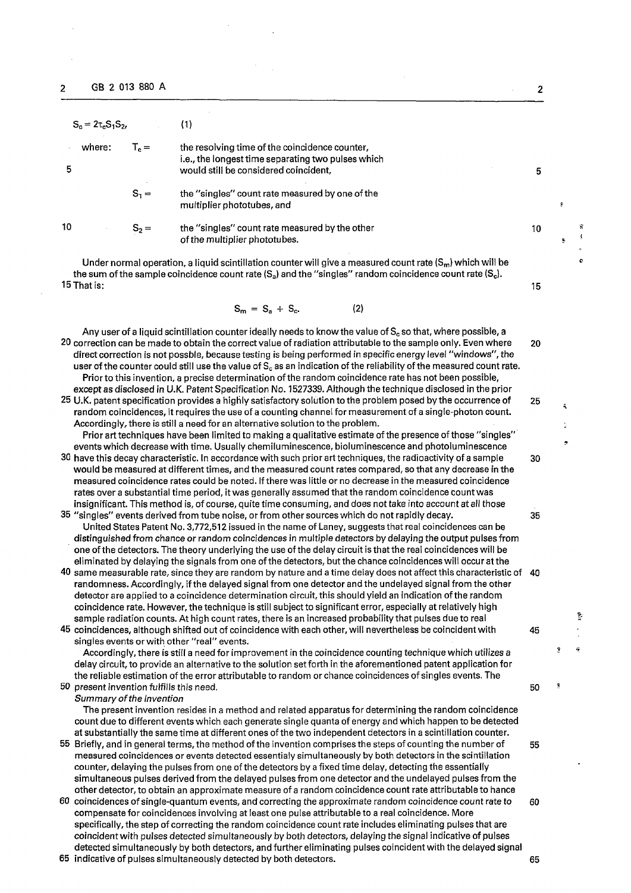$$S_c = 2\tau_c S_1 S_2, \quad (1)$$

where: $T_c$ = the resolving time of the coincidence counter, i.e., the longest time separating two pulses which would still be considered coincident,

$S_1$ = the "singles" count rate measured by one of the multiplier phototubes, and

$S_2$ = the "singles" count rate measured by the other of the multiplier phototubes.

Under normal operation, a liquid scintillation counter will give a measured count rate ($S_m$) which will be the sum of the sample coincidence count rate ($S_a$) and the "singles" random coincidence count rate ($S_c$). That is:

$$S_m = S_a + S_c. \quad (2)$$

Any user of a liquid scintillation counter ideally needs to know the value of $S_c$ so that, where possible, a correction can be made to obtain the correct value of radiation attributable to the sample only. Even where direct correction is not possble, because testing is being performed in specific energy level "windows", the user of the counter could still use the value of $S_c$ as an indication of the reliability of the measured count rate.

Prior to this invention, a precise determination of the random coincidence rate has not been possible, except as disclosed in U.K. Patent Specification No. 1527339. Although the technique disclosed in the prior U.K. patent specification provides a highly satisfactory solution to the problem posed by the occurrence of random coincidences, it requires the use of a counting channel for measurement of a single-photon count. Accordingly, there is still a need for an alternative solution to the problem.

Prior art techniques have been limited to making a qualitative estimate of the presence of those "singles" events which decrease with time. Usually chemiluminescence, bioluminescence and photoluminescence have this decay characteristic. In accordance with such prior art techniques, the radioactivity of a sample would be measured at different times, and the measured count rates compared, so that any decrease in the measured coincidence rates could be noted. If there was little or no decrease in the measured coincidence rates over a substantial time period, it was generally assumed that the random coincidence count was insignificant. This method is, of course, quite time consuming, and does not take into account at all those "singles" events derived from tube noise, or from other sources which do not rapidly decay.

United States Patent No. 3,772,512 issued in the name of Laney, suggests that real coincidences can be distinguished from chance or random coincidences in multiple detectors by delaying the output pulses from one of the detectors. The theory underlying the use of the delay circuit is that the real coincidences will be eliminated by delaying the signals from one of the detectors, but the chance coincidences will occur at the same measurable rate, since they are random by nature and a time delay does not affect this characteristic of randomness. Accordingly, if the delayed signal from one detector and the undelayed signal from the other detector are applied to a coincidence determination circuit, this should yield an indication of the random coincidence rate. However, the technique is still subject to significant error, especially at relatively high sample radiation counts. At high count rates, there is an increased probability that pulses due to real coincidences, although shifted out of coincidence with each other, will nevertheless be coincident with singles events or with other "real" events.

Accordingly, there is still a need for improvement in the coincidence counting technique which utilizes a delay circuit, to provide an alternative to the solution set forth in the aforementioned patent application for the reliable estimation of the error attributable to random or chance coincidences of singles events. The present invention fulfills this need.

*Summary of the Invention*

The present invention resides in a method and related apparatus for determining the random coincidence count due to different events which each generate single quanta of energy and which happen to be detected at substantially the same time at different ones of the two independent detectors in a scintillation counter. Briefly, and in general terms, the method of the invention comprises the steps of counting the number of measured coincidences or events detected essentialy simultaneously by both detectors in the scintillation counter, delaying the pulses from one of the detectors by a fixed time delay, detecting the essentially simultaneous pulses derived from the delayed pulses from one detector and the undelayed pulses from the other detector, to obtain an approximate measure of a random coincidence count rate attributable to hance coincidences of single-quantum events, and correcting the approximate random coincidence count rate to compensate for coincidences involving at least one pulse attributable to a real coincidence. More specifically, the step of correcting the random coincidence count rate includes eliminating pulses that are coincident with pulses detected simultaneously by both detectors, delaying the signal indicative of pulses detected simultaneously by both detectors, and further eliminating pulses coincident with the delayed signal indicative of pulses simultaneously detected by both detectors.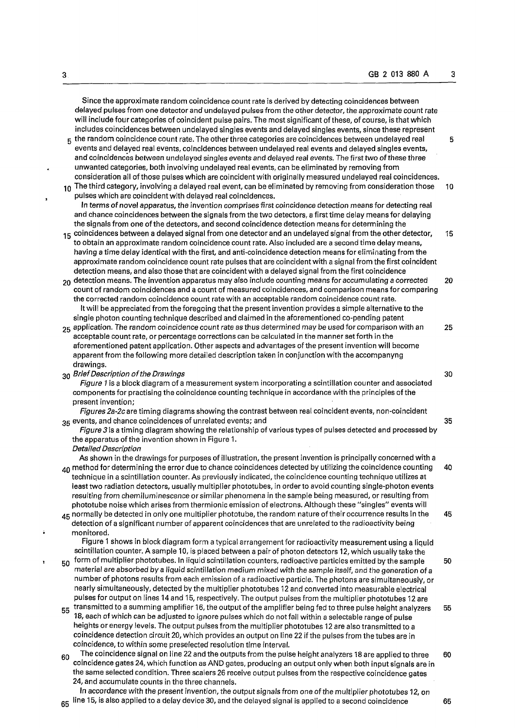Since the approximate random coincidence count rate is derived by detecting coincidences between delayed pulses from one detector and undelayed pulses from the other detector, the approximate count rate will include four categories of coincident pulse pairs. The most significant of these, of course, is that which includes coincidences between undelayed singles events and delayed singles events, since these represent the random coincidence count rate. The other three categories are coincidences between undelayed real events and delayed real events, coincidences between undelayed real events and delayed singles events, and coincidences between undelayed singles events and delayed real events. The first two of these three unwanted categories, both involving undelayed real events, can be eliminated by removing from consideration all of those pulses which are coincident with originally measured undelayed real coincidences. The third category, involving a delayed real event, can be eliminated by removing from consideration those pulses which are coincident with delayed real coincidences.

In terms of novel apparatus, the invention comprises first coincidence detection means for detecting real and chance coincidences between the signals from the two detectors, a first time delay means for delaying the signals from one of the detectors, and second coincidence detection means for determining the coincidences between a delayed signal from one detector and an undelayed signal from the other detector, to obtain an approximate random coincidence count rate. Also included are a second time delay means, having a time delay identical with the first, and anti-coincidence detection means for eliminating from the approximate random coincidence count rate pulses that are coincident with a signal from the first coincident detection means, and also those that are coincident with a delayed signal from the first coincidence detection means. The invention apparatus may also include counting means for accumulating a corrected count of random coincidences and a count of measured coincidences, and comparison means for comparing the corrected random coincidence count rate with an acceptable random coincidence count rate.

It will be appreciated from the foregoing that the present invention provides a simple alternative to the single photon counting technique described and claimed in the aforementioned co-pending patent application. The random coincidence count rate as thus determined may be used for comparison with an acceptable count rate, or percentage corrections can be calculated in the manner set forth in the aforementioned patent application. Other aspects and advantages of the present invention will become apparent from the following more detailed description taken in conjunction with the accompanyng drawings.

*Brief Description of the Drawings*

*Figure 1* is a block diagram of a measurement system incorporating a scintillation counter and associated components for practising the coincidence counting technique in accordance with the principles of the present invention;

*Figures 2a-2c* are timing diagrams showing the contrast between real coincident events, non-coincident events, and chance coincidences of unrelated events; and

*Figure 3* is a timing diagram showing the relationship of various types of pulses detected and processed by the apparatus of the invention shown in Figure 1.

*Detailed Description*

As shown in the drawings for purposes of illustration, the present invention is principally concerned with a method for determining the error due to chance coincidences detected by utilizing the coincidence counting technique in a scintillation counter. As previously indicated, the coincidence counting technique utilizes at least two radiation detectors, usually multiplier phototubes, in order to avoid counting single-photon events resulting from chemiluminescence or similar phenomena in the sample being measured, or resulting from phototube noise which arises from thermionic emission of electrons. Although these "singles" events will normally be detected in only one multiplier phototube, the random nature of their occurrence results in the detection of a significant number of apparent coincidences that are unrelated to the radioactivity being monitored.

Figure 1 shows in block diagram form a typical arrangement for radioactivity measurement using a liquid scintillation counter. A sample 10, is placed between a pair of photon detectors 12, which usually take the form of multiplier phototubes. In liquid scintillation counters, radioactive particles emitted by the sample material are absorbed by a liquid scintillation medium mixed with the sample itself, and the generation of a number of photons results from each emission of a radioactive particle. The photons are simultaneously, or nearly simultaneously, detected by the multiplier phototubes 12 and converted into measurable electrical pulses for output on lines 14 and 15, respectively. The output pulses from the multiplier phototubes 12 are transmitted to a summing amplifier 16, the output of the amplifier being fed to three pulse height analyzers 18, each of which can be adjusted to ignore pulses which do not fall within a selectable range of pulse heights or energy levels. The output pulses from the multiplier phototubes 12 are also transmitted to a coincidence detection circuit 20, which provides an output on line 22 if the pulses from the tubes are in coincidence, to within some preselected resolution time interval.

The coincidence signal on line 22 and the outputs from the pulse height analyzers 18 are applied to three coincidence gates 24, which function as AND gates, producing an output only when both input signals are in the same selected condition. Three scalers 26 receive output pulses from the respective coincidence gates 24, and accumulate counts in the three channels.

In accordance with the present invention, the output signals from one of the multiplier phototubes 12, on line 15, is also applied to a delay device 30, and the delayed signal is applied to a second coincidence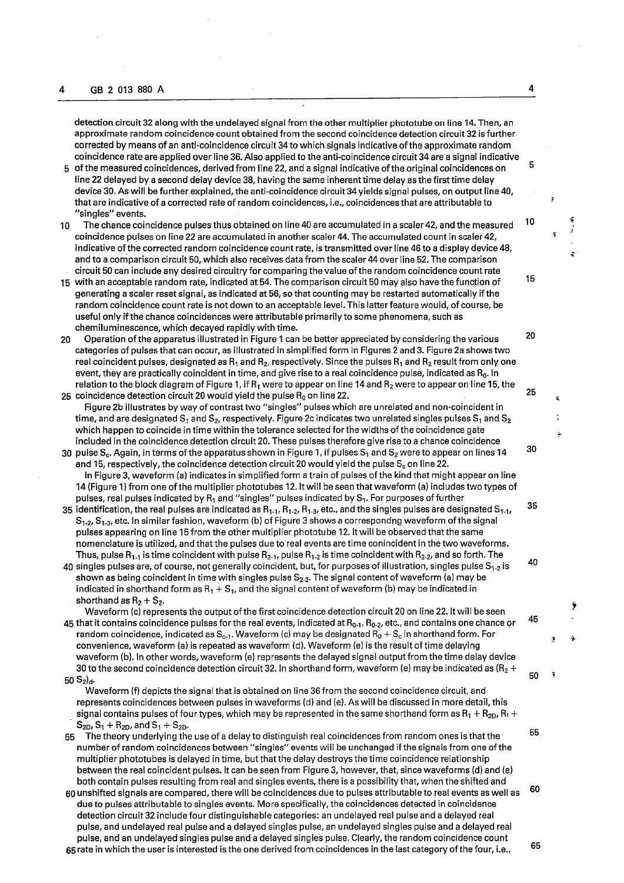detection circuit 32 along with the undelayed signal from the other multiplier phototube on line 14. Then, an approximate random coincidence count obtained from the second coincidence detection circuit 32 is further corrected by means of an anti-coincidence circuit 34 to which signals indicative of the approximate random coincidence rate are applied over line 36. Also applied to the anti-coincidence circuit 34 are a signal indicative of the measured coincidences, derived from line 22, and a signal indicative of the original coincidences on line 22 delayed by a second delay device 38, having the same inherent time delay as the first time delay device 30. As will be further explained, the anti-coincidence circuit 34 yields signal pulses, on output line 40, that are indicative of a corrected rate of random coincidences, i.e., coincidences that are attributable to "singles" events.

The chance coincidence pulses thus obtained on line 40 are accumulated in a scaler 42, and the measured coincidence pulses on line 22 are accumulated in another scaler 44. The accumulated count in scaler 42, indicative of the corrected random coincidence count rate, is transmitted over line 46 to a display device 48, and to a comparison circuit 50, which also receives data from the scaler 44 over line 52. The comparison circuit 50 can include any desired circuitry for comparing the value of the random coincidence count rate with an acceptable random rate, indicated at 54. The comparison circuit 50 may also have the function of generating a scaler reset signal, as indicated at 56, so that counting may be restarted automatically if the random coincidence count rate is not down to an acceptable level. This latter feature would, of course, be useful only if the chance coincidences were attributable primarily to some phenomena, such as chemiluminescence, which decayed rapidly with time.

Operation of the apparatus illustrated in Figure 1 can be better appreciated by considering the various categories of pulses that can occur, as illustrated in simplified form in Figures 2 and 3. Figure 2a shows two real coincident pulses, designated as $R_1$ and $R_2$, respectively. Since the pulses $R_1$ and $R_2$ result from only one event, they are practically coincident in time, and give rise to a real coincidence pulse, indicated as $R_0$. In relation to the block diagram of Figure 1, if $R_1$ were to appear on line 14 and $R_2$ were to appear on line 15, the coincidence detection circuit 20 would yield the pulse $R_0$ on line 22.

Figure 2b illustrates by way of contrast two "singles" pulses which are unrelated and non-coincident in time, and are designated $S_1$ and $S_2$, respectively. Figure 2c indicates two unrelated singles pulses $S_1$ and $S_2$ which happen to coincide in time within the tolerance selected for the widths of the coincidence gate included in the coincidence detection circuit 20. These pulses therefore give rise to a chance coincidence pulse $S_c$. Again, in terms of the apparatus shown in Figure 1, if pulses $S_1$ and $S_2$ were to appear on lines 14 and 15, respectively, the coincidence detection circuit 20 would yield the pulse $S_c$ on line 22.

In Figure 3, waveform (a) indicates in simplified form a train of pulses of the kind that might appear on line 14 (Figure 1) from one of the multiplier phototubes 12. It will be seen that waveform (a) includes two types of pulses, real pulses indicated by $R_1$ and "singles" pulses indicated by $S_1$. For purposes of further identification, the real pulses are indicated as $R_{1\text{-}1}$, $R_{1\text{-}2}$, $R_{1\text{-}3}$, etc., and the singles pulses are designated $S_{1\text{-}1}$, $S_{1\text{-}2}$, $S_{1\text{-}3}$, etc. In similar fashion, waveform (b) of Figure 3 shows a correspondng waveform of the signal pulses appearing on line 15 from the other multiplier phototube 12. It will be observed that the same nomenclature is utilized, and that the pulses due to real events are time conincident in the two waveforms. Thus, pulse $R_{1\text{-}1}$ is time coincident with pulse $R_{2\text{-}1}$, pulse $R_{1\text{-}2}$ is time coincident with $R_{2\text{-}2}$, and so forth. The singles pulses are, of course, not generally coincident, but, for purposes of illustration, singles pulse $S_{1\text{-}2}$ is shown as being coincident in time with singles pulse $S_{2\text{-}2}$. The signal content of waveform (a) may be indicated in shorthand form as $R_1 + S_1$, and the signal content of waveform (b) may be indicated in shorthand as $R_2 + S_2$.

Waveform (c) represents the output of the first coincidence detection circuit 20 on line 22. It will be seen that it contains coincidence pulses for the real events, indicated at $R_{0\text{-}1}$, $R_{0\text{-}2}$, etc., and contains one chance or random coincidence, indicated as $S_{c\text{-}1}$. Waveform (c) may be designated $R_0 + S_c$ in shorthand form. For convenience, waveform (a) is repeated as waveform (d). Waveform (e) is the result of time delaying waveform (b). In other words, waveform (e) represents the delayed signal output from the time delay device 30 to the second coincidence detection circuit 32. In shorthand form, waveform (e) may be indicated as $(R_2 + S_2)_d$.

Waveform (f) depicts the signal that is obtained on line 36 from the second coincidence circuit, and represents coincidences between pulses in waveforms (d) and (e). As will be discussed in more detail, this signal contains pulses of four types, which may be represented in the same shorthand form as $R_1 + R_{2D}$, $R_1 + S_{2D}$, $S_1 + R_{2D}$, and $S_1 + S_{2D}$.

The theory underlying the use of a delay to distinguish real coincidences from random ones is that the number of random coincidences between "singles" events will be unchanged if the signals from one of the multiplier phototubes is delayed in time, but that the delay destroys the time coincidence relationship between the real coincident pulses. It can be seen from Figure 3, however, that, since waveforms (d) and (e) both contain pulses resulting from real and singles events, there is a possibility that, when the shifted and unshifted signals are compared, there will be coincidences due to pulses attributable to real events as well as due to pulses attributable to singles events. More specifically, the coincidences detected in coincidence detection circuit 32 include four distinguishable categories: an undelayed real pulse and a delayed real pulse, and undelayed real pulse and a delayed singles pulse, an undelayed singles pulse and a delayed real pulse, and an undelayed singles pulse and a delayed singles pulse. Clearly, the random coincidence count rate in which the user is interested is the one derived from coincidences in the last category of the four, i.e.,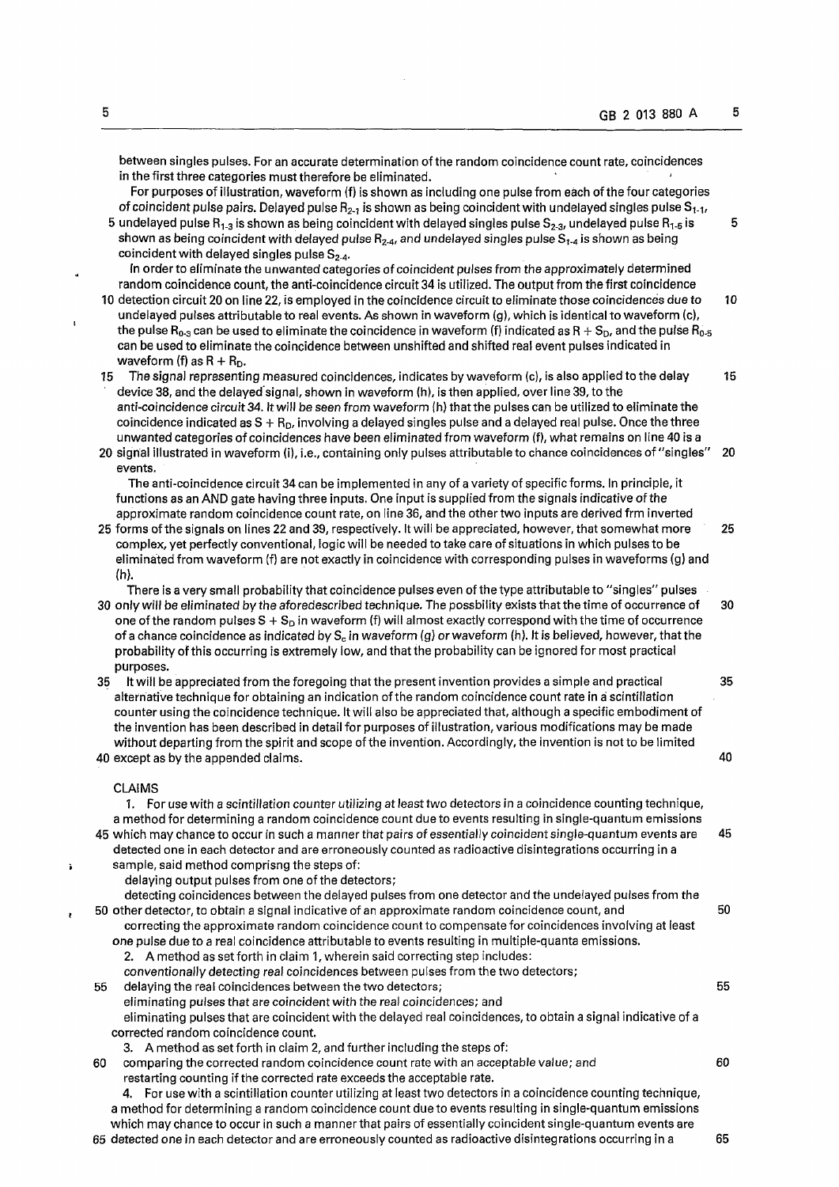between singles pulses. For an accurate determination of the random coincidence count rate, coincidences in the first three categories must therefore be eliminated.

For purposes of illustration, waveform (f) is shown as including one pulse from each of the four categories of coincident pulse pairs. Delayed pulse $R_{2\text{-}1}$ is shown as being coincident with undelayed singles pulse $S_{1\text{-}1}$, undelayed pulse $R_{1\text{-}3}$ is shown as being coincident with delayed singles pulse $S_{2\text{-}3}$, undelayed pulse $R_{1\text{-}5}$ is shown as being coincident with delayed pulse $R_{2\text{-}4}$, and undelayed singles pulse $S_{1\text{-}4}$ is shown as being coincident with delayed singles pulse $S_{2\text{-}4}$.

In order to eliminate the unwanted categories of coincident pulses from the approximately determined random coincidence count, the anti-coincidence circuit 34 is utilized. The output from the first coincidence detection circuit 20 on line 22, is employed in the coincidence circuit to eliminate those coincidences due to undelayed pulses attributable to real events. As shown in waveform (g), which is identical to waveform (c), the pulse $R_{0\text{-}3}$ can be used to eliminate the coincidence in waveform (f) indicated as $R + S_D$, and the pulse $R_{0\text{-}5}$ can be used to eliminate the coincidence between unshifted and shifted real event pulses indicated in waveform (f) as $R + R_D$.

The signal representing measured coincidences, indicates by waveform (c), is also applied to the delay device 38, and the delayed signal, shown in waveform (h), is then applied, over line 39, to the anti-coincidence circuit 34. It will be seen from waveform (h) that the pulses can be utilized to eliminate the coincidence indicated as $S + R_D$, involving a delayed singles pulse and a delayed real pulse. Once the three unwanted categories of coincidences have been eliminated from waveform (f), what remains on line 40 is a signal illustrated in waveform (i), i.e., containing only pulses attributable to chance coincidences of "singles" events.

The anti-coincidence circuit 34 can be implemented in any of a variety of specific forms. In principle, it functions as an AND gate having three inputs. One input is supplied from the signals indicative of the approximate random coincidence count rate, on line 36, and the other two inputs are derived frm inverted forms of the signals on lines 22 and 39, respectively. It will be appreciated, however, that somewhat more complex, yet perfectly conventional, logic will be needed to take care of situations in which pulses to be eliminated from waveform (f) are not exactly in coincidence with corresponding pulses in waveforms (g) and (h).

There is a very small probability that coincidence pulses even of the type attributable to "singles" pulses only will be eliminated by the aforedescribed technique. The possbility exists that the time of occurrence of one of the random pulses $S + S_D$ in waveform (f) will almost exactly correspond with the time of occurrence of a chance coincidence as indicated by $S_c$ in waveform (g) or waveform (h). It is believed, however, that the probability of this occurring is extremely low, and that the probability can be ignored for most practical purposes.

It will be appreciated from the foregoing that the present invention provides a simple and practical alternative technique for obtaining an indication of the random coincidence count rate in a scintillation counter using the coincidence technique. It will also be appreciated that, although a specific embodiment of the invention has been described in detail for purposes of illustration, various modifications may be made without departing from the spirit and scope of the invention. Accordingly, the invention is not to be limited except as by the appended claims.

## CLAIMS

1. For use with a scintillation counter utilizing at least two detectors in a coincidence counting technique, a method for determining a random coincidence count due to events resulting in single-quantum emissions which may chance to occur in such a manner that pairs of essentially coincident single-quantum events are detected one in each detector and are erroneously counted as radioactive disintegrations occurring in a sample, said method comprisng the steps of:

delaying output pulses from one of the detectors;

detecting coincidences between the delayed pulses from one detector and the undelayed pulses from the other detector, to obtain a signal indicative of an approximate random coincidence count, and

correcting the approximate random coincidence count to compensate for coincidences involving at least one pulse due to a real coincidence attributable to events resulting in multiple-quanta emissions.

2. A method as set forth in claim 1, wherein said correcting step includes:

conventionally detecting real coincidences between pulses from the two detectors;

delaying the real coincidences between the two detectors;

eliminating pulses that are coincident with the real coincidences; and

eliminating pulses that are coincident with the delayed real coincidences, to obtain a signal indicative of a corrected random coincidence count.

3. A method as set forth in claim 2, and further including the steps of:

comparing the corrected random coincidence count rate with an acceptable value; and

restarting counting if the corrected rate exceeds the acceptable rate.

4. For use with a scintillation counter utilizing at least two detectors in a coincidence counting technique, a method for determining a random coincidence count due to events resulting in single-quantum emissions which may chance to occur in such a manner that pairs of essentially coincident single-quantum events are detected one in each detector and are erroneously counted as radioactive disintegrations occurring in a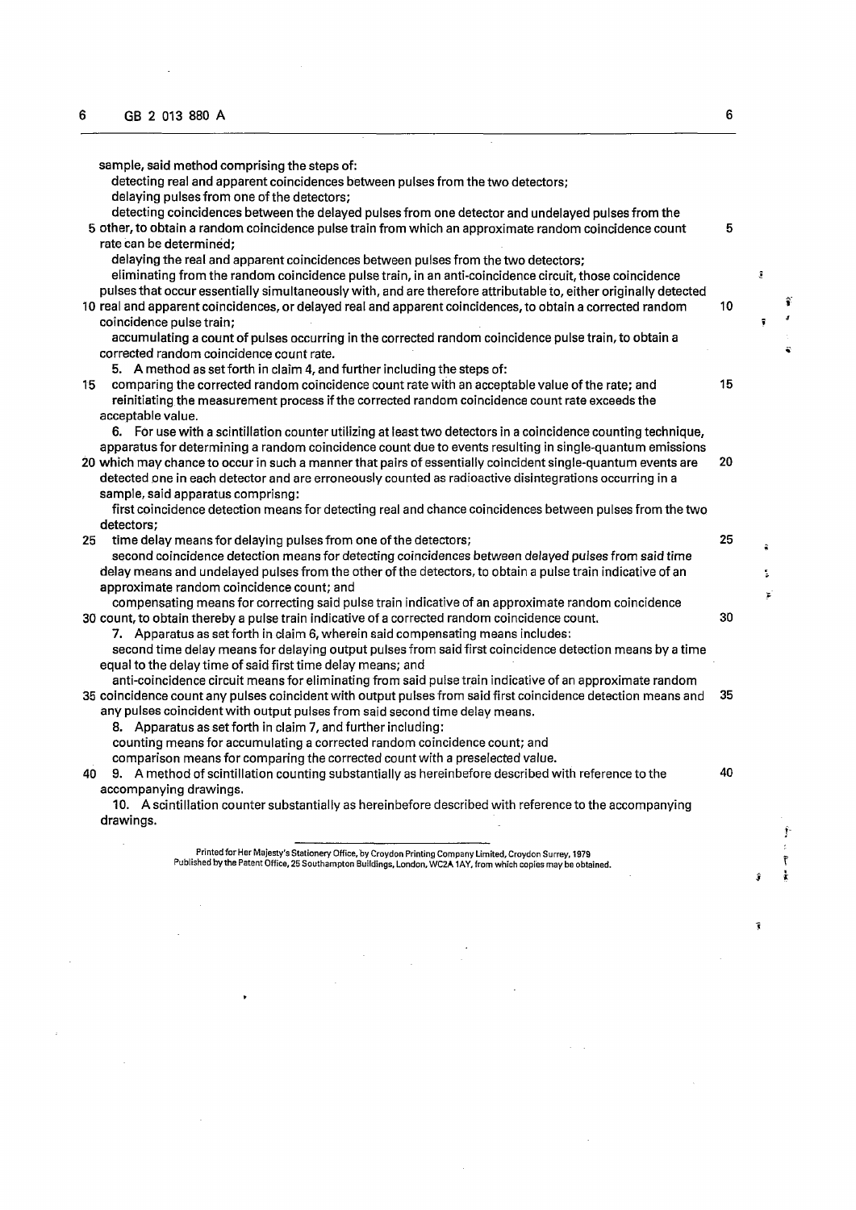sample, said method comprising the steps of:

detecting real and apparent coincidences between pulses from the two detectors;

delaying pulses from one of the detectors;

detecting coincidences between the delayed pulses from one detector and undelayed pulses from the other, to obtain a random coincidence pulse train from which an approximate random coincidence count rate can be determined;

delaying the real and apparent coincidences between pulses from the two detectors;

eliminating from the random coincidence pulse train, in an anti-coincidence circuit, those coincidence pulses that occur essentially simultaneously with, and are therefore attributable to, either originally detected real and apparent coincidences, or delayed real and apparent coincidences, to obtain a corrected random coincidence pulse train;

accumulating a count of pulses occurring in the corrected random coincidence pulse train, to obtain a corrected random coincidence count rate.

5. A method as set forth in claim 4, and further including the steps of:

comparing the corrected random coincidence count rate with an acceptable value of the rate; and reinitiating the measurement process if the corrected random coincidence count rate exceeds the acceptable value.

6. For use with a scintillation counter utilizing at least two detectors in a coincidence counting technique, apparatus for determining a random coincidence count due to events resulting in single-quantum emissions which may chance to occur in such a manner that pairs of essentially coincident single-quantum events are detected one in each detector and are erroneously counted as radioactive disintegrations occurring in a sample, said apparatus comprisng:

first coincidence detection means for detecting real and chance coincidences between pulses from the two detectors;

time delay means for delaying pulses from one of the detectors;

second coincidence detection means for detecting coincidences between delayed pulses from said time delay means and undelayed pulses from the other of the detectors, to obtain a pulse train indicative of an approximate random coincidence count; and

compensating means for correcting said pulse train indicative of an approximate random coincidence count, to obtain thereby a pulse train indicative of a corrected random coincidence count.

7. Apparatus as set forth in claim 6, wherein said compensating means includes:

second time delay means for delaying output pulses from said first coincidence detection means by a time equal to the delay time of said first time delay means; and

anti-coincidence circuit means for eliminating from said pulse train indicative of an approximate random coincidence count any pulses coincident with output pulses from said first coincidence detection means and any pulses coincident with output pulses from said second time delay means.

8. Apparatus as set forth in claim 7, and further including:

counting means for accumulating a corrected random coincidence count; and

comparison means for comparing the corrected count with a preselected value.

9. A method of scintillation counting substantially as hereinbefore described with reference to the accompanying drawings.

10. A scintillation counter substantially as hereinbefore described with reference to the accompanying drawings.

Printed for Her Majesty's Stationery Office, by Croydon Printing Company Limited, Croydon Surrey, 1979
Published by the Patent Office, 25 Southampton Buildings, London, WC2A 1AY, from which copies may be obtained.